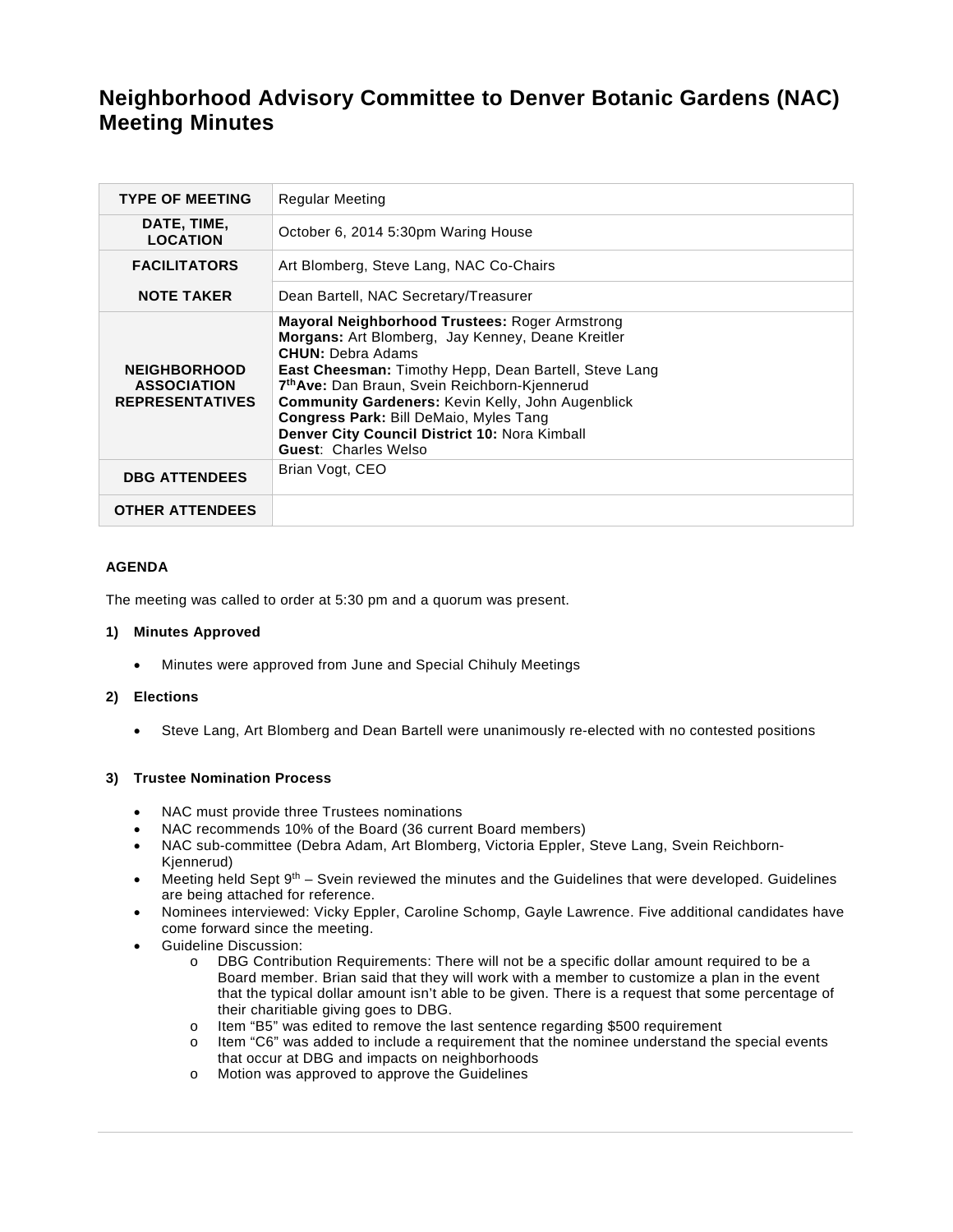# Neighborhood Advisory Committee to Denver Botanic Gardens (NAC) Meeting Minutes

| TYPE OF MEETING | Regular Meeting |
|---|---|
| DATE, TIME, LOCATION | October 6, 2014 5:30pm Waring House |
| FACILITATORS | Art Blomberg, Steve Lang, NAC Co-Chairs |
| NOTE TAKER | Dean Bartell, NAC Secretary/Treasurer |
| NEIGHBORHOOD ASSOCIATION REPRESENTATIVES | **Mayoral Neighborhood Trustees:** Roger Armstrong<br>**Morgans:** Art Blomberg, Jay Kenney, Deane Kreitler<br>**CHUN:** Debra Adams<br>**East Cheesman:** Timothy Hepp, Dean Bartell, Steve Lang<br>**7th Ave:** Dan Braun, Svein Reichborn-Kjennerud<br>**Community Gardeners:** Kevin Kelly, John Augenblick<br>**Congress Park:** Bill DeMaio, Myles Tang<br>**Denver City Council District 10:** Nora Kimball<br>**Guest**: Charles Welso |
| DBG ATTENDEES | Brian Vogt, CEO |
| OTHER ATTENDEES | |

**AGENDA**

The meeting was called to order at 5:30 pm and a quorum was present.

**1) Minutes Approved**

- Minutes were approved from June and Special Chihuly Meetings

**2) Elections**

- Steve Lang, Art Blomberg and Dean Bartell were unanimously re-elected with no contested positions

**3) Trustee Nomination Process**

- NAC must provide three Trustees nominations
- NAC recommends 10% of the Board (36 current Board members)
- NAC sub-committee (Debra Adam, Art Blomberg, Victoria Eppler, Steve Lang, Svein Reichborn-Kjennerud)
- Meeting held Sept 9th – Svein reviewed the minutes and the Guidelines that were developed. Guidelines are being attached for reference.
- Nominees interviewed: Vicky Eppler, Caroline Schomp, Gayle Lawrence. Five additional candidates have come forward since the meeting.
- Guideline Discussion:
  - DBG Contribution Requirements: There will not be a specific dollar amount required to be a Board member. Brian said that they will work with a member to customize a plan in the event that the typical dollar amount isn't able to be given. There is a request that some percentage of their charitiable giving goes to DBG.
  - Item "B5" was edited to remove the last sentence regarding $500 requirement
  - Item "C6" was added to include a requirement that the nominee understand the special events that occur at DBG and impacts on neighborhoods
  - Motion was approved to approve the Guidelines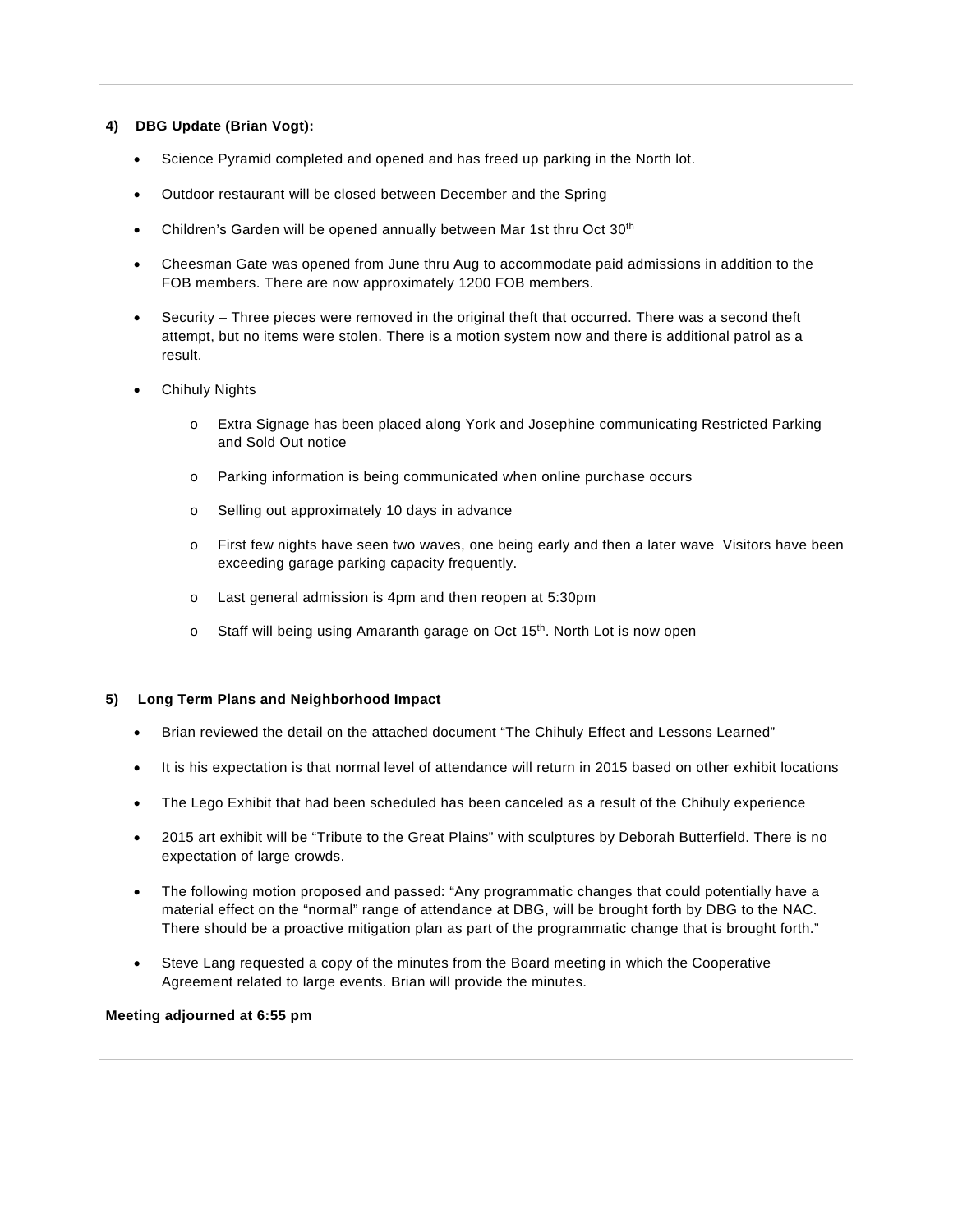**4) DBG Update (Brian Vogt):**

- Science Pyramid completed and opened and has freed up parking in the North lot.
- Outdoor restaurant will be closed between December and the Spring
- Children's Garden will be opened annually between Mar 1st thru Oct 30th
- Cheesman Gate was opened from June thru Aug to accommodate paid admissions in addition to the FOB members. There are now approximately 1200 FOB members.
- Security – Three pieces were removed in the original theft that occurred. There was a second theft attempt, but no items were stolen. There is a motion system now and there is additional patrol as a result.
- Chihuly Nights
  - Extra Signage has been placed along York and Josephine communicating Restricted Parking and Sold Out notice
  - Parking information is being communicated when online purchase occurs
  - Selling out approximately 10 days in advance
  - First few nights have seen two waves, one being early and then a later wave Visitors have been exceeding garage parking capacity frequently.
  - Last general admission is 4pm and then reopen at 5:30pm
  - Staff will being using Amaranth garage on Oct 15th. North Lot is now open

**5) Long Term Plans and Neighborhood Impact**

- Brian reviewed the detail on the attached document "The Chihuly Effect and Lessons Learned"
- It is his expectation is that normal level of attendance will return in 2015 based on other exhibit locations
- The Lego Exhibit that had been scheduled has been canceled as a result of the Chihuly experience
- 2015 art exhibit will be "Tribute to the Great Plains" with sculptures by Deborah Butterfield. There is no expectation of large crowds.
- The following motion proposed and passed: "Any programmatic changes that could potentially have a material effect on the "normal" range of attendance at DBG, will be brought forth by DBG to the NAC. There should be a proactive mitigation plan as part of the programmatic change that is brought forth."
- Steve Lang requested a copy of the minutes from the Board meeting in which the Cooperative Agreement related to large events. Brian will provide the minutes.

**Meeting adjourned at 6:55 pm**